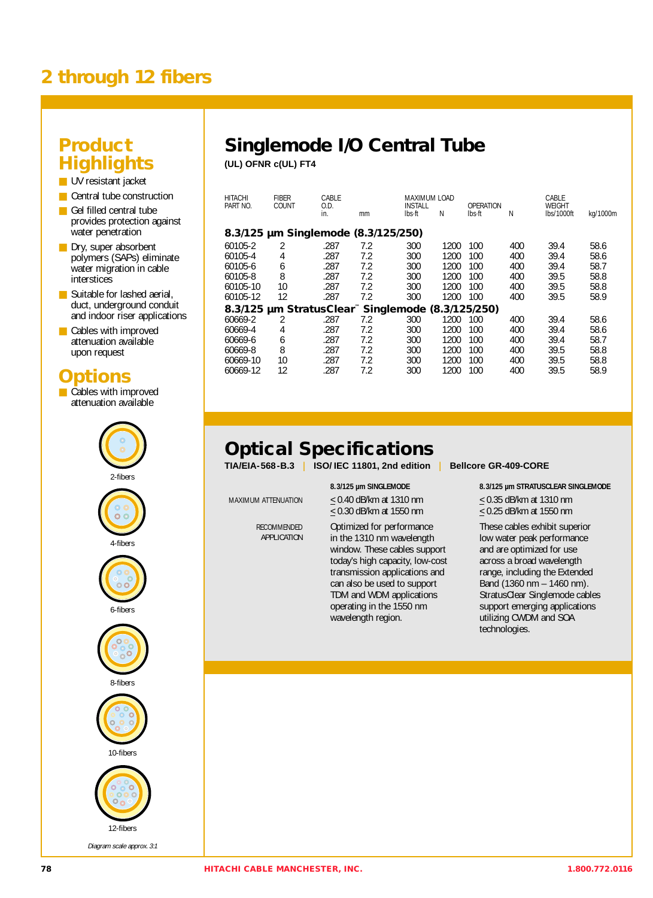# 2 through 12 fibers

## Product Highlights

- UV resistant jacket
- Central tube construction
- Gel filled central tube provides protection against water penetration
- Dry, super absorbent polymers (SAPs) eliminate water migration in cable interstices
- Suitable for lashed aerial, duct, underground conduit and indoor riser applications
- Cables with improved attenuation available upon request

## Options

- Cables with improved attenuation available

2-fibers

4-fibers

6-fibers

8-fibers

10-fibers

12-fibers

*Diagram scale approx. 3:1*

# Singlemode I/O Central Tube

**(UL) OFNR c(UL) FT4**

| HITACHI PART NO. | FIBER COUNT | CABLE O.D. in. | mm | MAXIMUM LOAD INSTALL lbs-ft | N | OPERATION lbs-ft | N | CABLE WEIGHT lbs/1000ft | kg/1000m |
|---|---|---|---|---|---|---|---|---|---|
| **8.3/125 µm Singlemode (8.3/125/250)** | | | | | | | | | |
| 60105-2 | 2 | .287 | 7.2 | 300 | 1200 | 100 | 400 | 39.4 | 58.6 |
| 60105-4 | 4 | .287 | 7.2 | 300 | 1200 | 100 | 400 | 39.4 | 58.6 |
| 60105-6 | 6 | .287 | 7.2 | 300 | 1200 | 100 | 400 | 39.4 | 58.7 |
| 60105-8 | 8 | .287 | 7.2 | 300 | 1200 | 100 | 400 | 39.5 | 58.8 |
| 60105-10 | 10 | .287 | 7.2 | 300 | 1200 | 100 | 400 | 39.5 | 58.8 |
| 60105-12 | 12 | .287 | 7.2 | 300 | 1200 | 100 | 400 | 39.5 | 58.9 |
| **8.3/125 µm StratusClear™ Singlemode (8.3/125/250)** | | | | | | | | | |
| 60669-2 | 2 | .287 | 7.2 | 300 | 1200 | 100 | 400 | 39.4 | 58.6 |
| 60669-4 | 4 | .287 | 7.2 | 300 | 1200 | 100 | 400 | 39.4 | 58.6 |
| 60669-6 | 6 | .287 | 7.2 | 300 | 1200 | 100 | 400 | 39.4 | 58.7 |
| 60669-8 | 8 | .287 | 7.2 | 300 | 1200 | 100 | 400 | 39.5 | 58.8 |
| 60669-10 | 10 | .287 | 7.2 | 300 | 1200 | 100 | 400 | 39.5 | 58.8 |
| 60669-12 | 12 | .287 | 7.2 | 300 | 1200 | 100 | 400 | 39.5 | 58.9 |

# Optical Specifications

**TIA/EIA-568-B.3 | ISO/IEC 11801, 2nd edition | Bellcore GR-409-CORE**

| | 8.3/125 µm SINGLEMODE | 8.3/125 µm STRATUSCLEAR SINGLEMODE |
|---|---|---|
| MAXIMUM ATTENUATION | ≤ 0.40 dB/km at 1310 nm<br>≤ 0.30 dB/km at 1550 nm | ≤ 0.35 dB/km at 1310 nm<br>≤ 0.25 dB/km at 1550 nm |
| RECOMMENDED APPLICATION | Optimized for performance in the 1310 nm wavelength window. These cables support today's high capacity, low-cost transmission applications and can also be used to support TDM and WDM applications operating in the 1550 nm wavelength region. | These cables exhibit superior low water peak performance and are optimized for use across a broad wavelength range, including the Extended Band (1360 nm – 1460 nm). StratusClear Singlemode cables support emerging applications utilizing CWDM and SOA technologies. |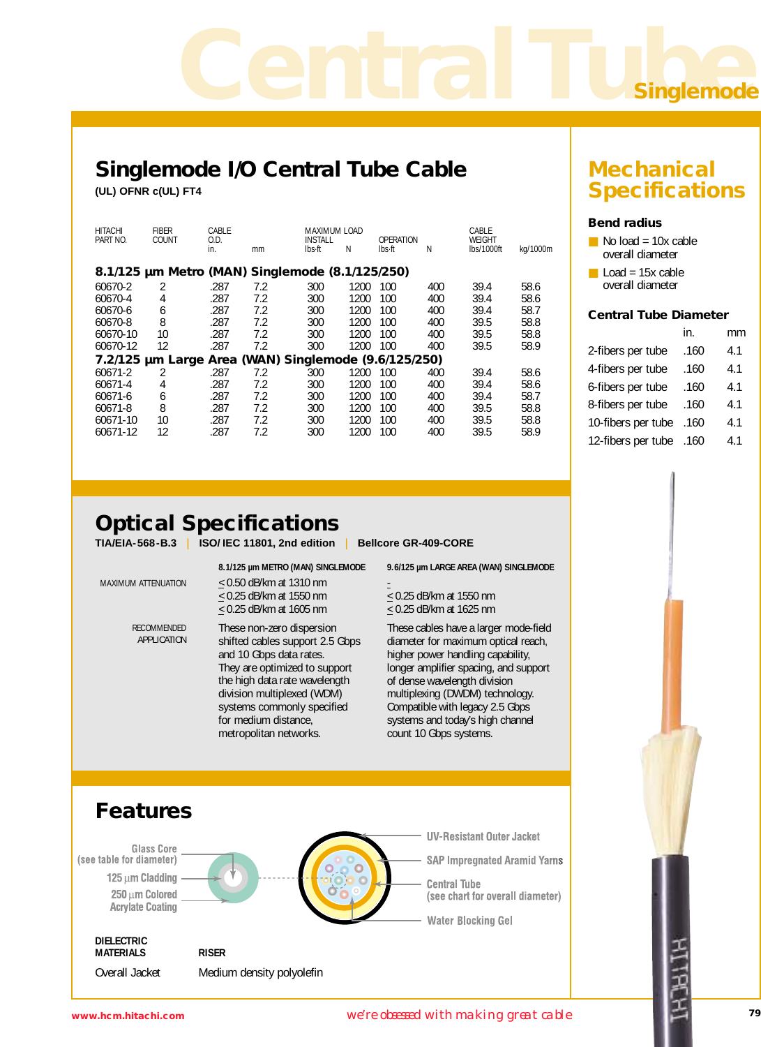Central Tube

Singlemode

# Singlemode I/O Central Tube Cable

**(UL) OFNR c(UL) FT4**

| HITACHI PART NO. | FIBER COUNT | CABLE O.D. in. | mm | MAXIMUM LOAD INSTALL lbs·ft | N | OPERATION lbs·ft | N | CABLE WEIGHT lbs/1000ft | kg/1000m |
|---|---|---|---|---|---|---|---|---|---|
| **8.1/125 µm Metro (MAN) Singlemode (8.1/125/250)** | | | | | | | | | |
| 60670-2 | 2 | .287 | 7.2 | 300 | 1200 | 100 | 400 | 39.4 | 58.6 |
| 60670-4 | 4 | .287 | 7.2 | 300 | 1200 | 100 | 400 | 39.4 | 58.6 |
| 60670-6 | 6 | .287 | 7.2 | 300 | 1200 | 100 | 400 | 39.4 | 58.7 |
| 60670-8 | 8 | .287 | 7.2 | 300 | 1200 | 100 | 400 | 39.5 | 58.8 |
| 60670-10 | 10 | .287 | 7.2 | 300 | 1200 | 100 | 400 | 39.5 | 58.8 |
| 60670-12 | 12 | .287 | 7.2 | 300 | 1200 | 100 | 400 | 39.5 | 58.9 |
| **7.2/125 µm Large Area (WAN) Singlemode (9.6/125/250)** | | | | | | | | | |
| 60671-2 | 2 | .287 | 7.2 | 300 | 1200 | 100 | 400 | 39.4 | 58.6 |
| 60671-4 | 4 | .287 | 7.2 | 300 | 1200 | 100 | 400 | 39.4 | 58.6 |
| 60671-6 | 6 | .287 | 7.2 | 300 | 1200 | 100 | 400 | 39.4 | 58.7 |
| 60671-8 | 8 | .287 | 7.2 | 300 | 1200 | 100 | 400 | 39.5 | 58.8 |
| 60671-10 | 10 | .287 | 7.2 | 300 | 1200 | 100 | 400 | 39.5 | 58.8 |
| 60671-12 | 12 | .287 | 7.2 | 300 | 1200 | 100 | 400 | 39.5 | 58.9 |

# Mechanical Specifications

### Bend radius

- No load = 10x cable overall diameter
- Load = 15x cable overall diameter

### Central Tube Diameter

| | in. | mm |
|---|---|---|
| 2-fibers per tube | .160 | 4.1 |
| 4-fibers per tube | .160 | 4.1 |
| 6-fibers per tube | .160 | 4.1 |
| 8-fibers per tube | .160 | 4.1 |
| 10-fibers per tube | .160 | 4.1 |
| 12-fibers per tube | .160 | 4.1 |

# Optical Specifications

**TIA/EIA-568-B.3 | ISO/ IEC 11801, 2nd edition | Bellcore GR-409-CORE**

| | 8.1/125 µm METRO (MAN) SINGLEMODE | 9.6/125 µm LARGE AREA (WAN) SINGLEMODE |
|---|---|---|
| MAXIMUM ATTENUATION | ≤ 0.50 dB/km at 1310 nm<br>≤ 0.25 dB/km at 1550 nm<br>≤ 0.25 dB/km at 1605 nm | -<br>≤ 0.25 dB/km at 1550 nm<br>≤ 0.25 dB/km at 1625 nm |
| RECOMMENDED APPLICATION | These non-zero dispersion shifted cables support 2.5 Gbps and 10 Gbps data rates. They are optimized to support the high data rate wavelength division multiplexed (WDM) systems commonly specified for medium distance, metropolitan networks. | These cables have a larger mode-field diameter for maximum optical reach, higher power handling capability, longer amplifier spacing, and support of dense wavelength division multiplexing (DWDM) technology. Compatible with legacy 2.5 Gbps systems and today's high channel count 10 Gbps systems. |

# Features

Glass Core (see table for diameter)

125 µm Cladding

250 µm Colored Acrylate Coating

UV-Resistant Outer Jacket

SAP Impregnated Aramid Yarns

Central Tube (see chart for overall diameter)

Water Blocking Gel

| DIELECTRIC MATERIALS | RISER |
|---|---|
| Overall Jacket | Medium density polyolefin |

www.hcm.hitachi.com

we're obsessed with making great cable